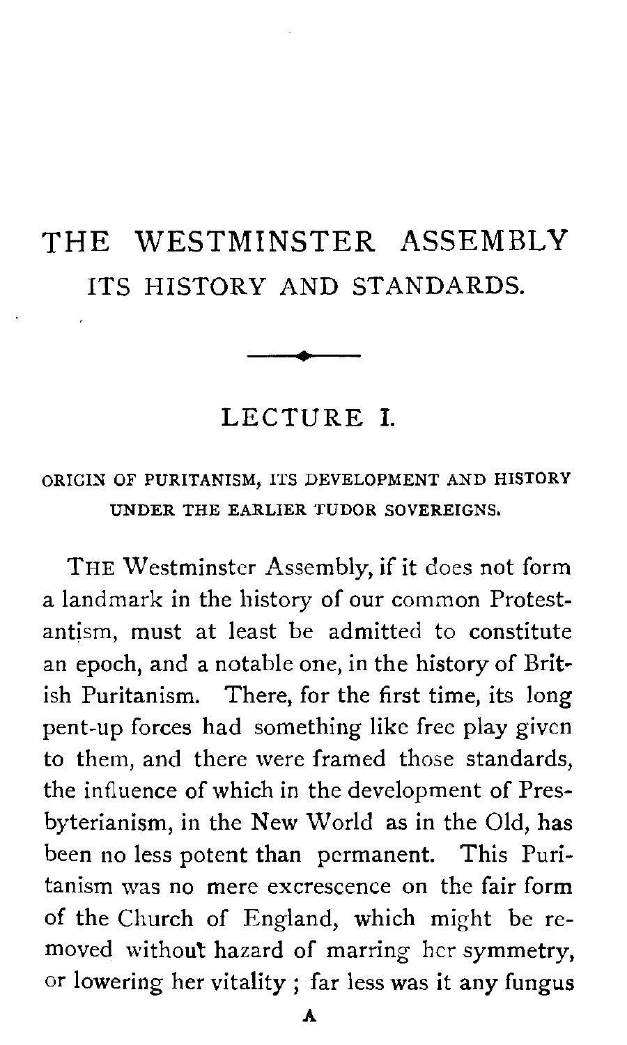# THE WESTMINSTER ASSEMBLY
## ITS HISTORY AND STANDARDS.

## LECTURE I.

### ORIGIN OF PURITANISM, ITS DEVELOPMENT AND HISTORY UNDER THE EARLIER TUDOR SOVEREIGNS.

THE Westminster Assembly, if it does not form a landmark in the history of our common Protestantism, must at least be admitted to constitute an epoch, and a notable one, in the history of British Puritanism. There, for the first time, its long pent-up forces had something like free play given to them, and there were framed those standards, the influence of which in the development of Presbyterianism, in the New World as in the Old, has been no less potent than permanent. This Puritanism was no mere excrescence on the fair form of the Church of England, which might be removed without hazard of marring her symmetry, or lowering her vitality; far less was it any fungus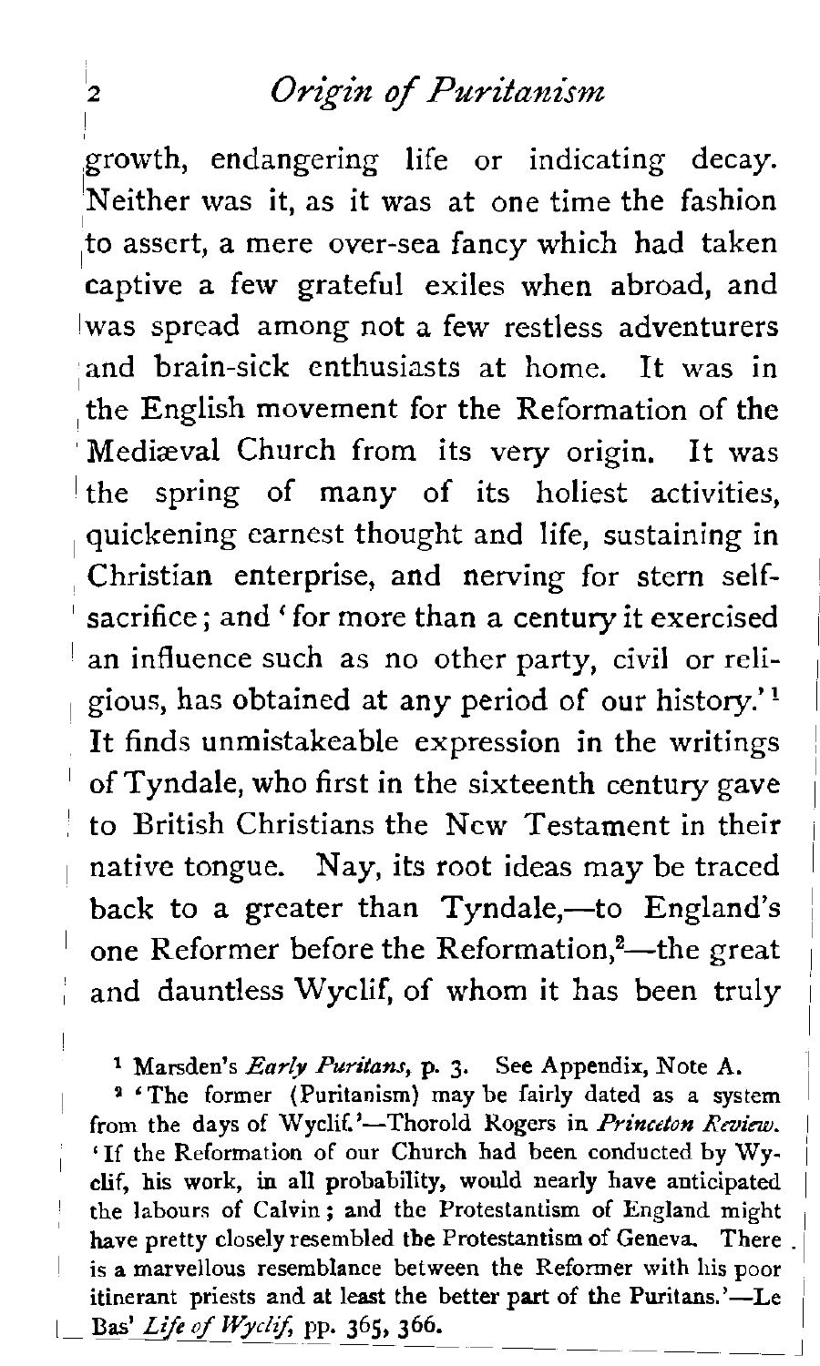growth, endangering life or indicating decay. Neither was it, as it was at one time the fashion to assert, a mere over-sea fancy which had taken captive a few grateful exiles when abroad, and was spread among not a few restless adventurers and brain-sick enthusiasts at home. It was in the English movement for the Reformation of the Mediæval Church from its very origin. It was the spring of many of its holiest activities, quickening earnest thought and life, sustaining in Christian enterprise, and nerving for stern self-sacrifice; and 'for more than a century it exercised an influence such as no other party, civil or religious, has obtained at any period of our history.'[1] It finds unmistakeable expression in the writings of Tyndale, who first in the sixteenth century gave to British Christians the New Testament in their native tongue. Nay, its root ideas may be traced back to a greater than Tyndale,—to England's one Reformer before the Reformation,[2]—the great and dauntless Wyclif, of whom it has been truly

[1] Marsden's *Early Puritans*, p. 3. See Appendix, Note A.

[2] 'The former (Puritanism) may be fairly dated as a system from the days of Wyclif.'—Thorold Rogers in *Princeton Review*. 'If the Reformation of our Church had been conducted by Wyclif, his work, in all probability, would nearly have anticipated the labours of Calvin; and the Protestantism of England might have pretty closely resembled the Protestantism of Geneva. There is a marvellous resemblance between the Reformer with his poor itinerant priests and at least the better part of the Puritans.'—Le Bas' *Life of Wyclif*, pp. 365, 366.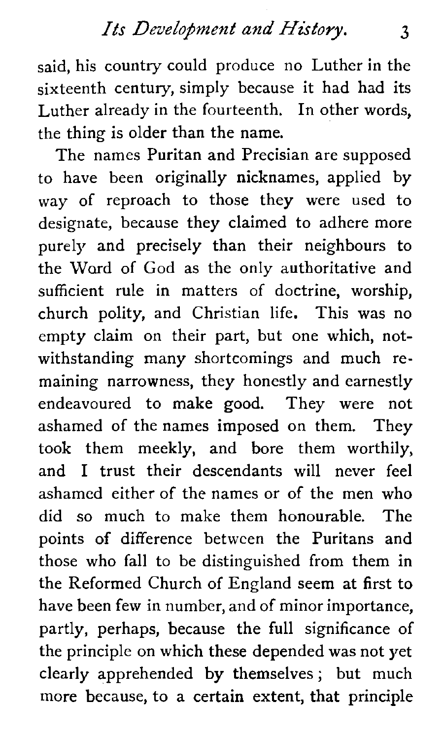said, his country could produce no Luther in the sixteenth century, simply because it had had its Luther already in the fourteenth. In other words, the thing is older than the name.

The names Puritan and Precisian are supposed to have been originally nicknames, applied by way of reproach to those they were used to designate, because they claimed to adhere more purely and precisely than their neighbours to the Word of God as the only authoritative and sufficient rule in matters of doctrine, worship, church polity, and Christian life. This was no empty claim on their part, but one which, notwithstanding many shortcomings and much remaining narrowness, they honestly and earnestly endeavoured to make good. They were not ashamed of the names imposed on them. They took them meekly, and bore them worthily, and I trust their descendants will never feel ashamed either of the names or of the men who did so much to make them honourable. The points of difference between the Puritans and those who fall to be distinguished from them in the Reformed Church of England seem at first to have been few in number, and of minor importance, partly, perhaps, because the full significance of the principle on which these depended was not yet clearly apprehended by themselves; but much more because, to a certain extent, that principle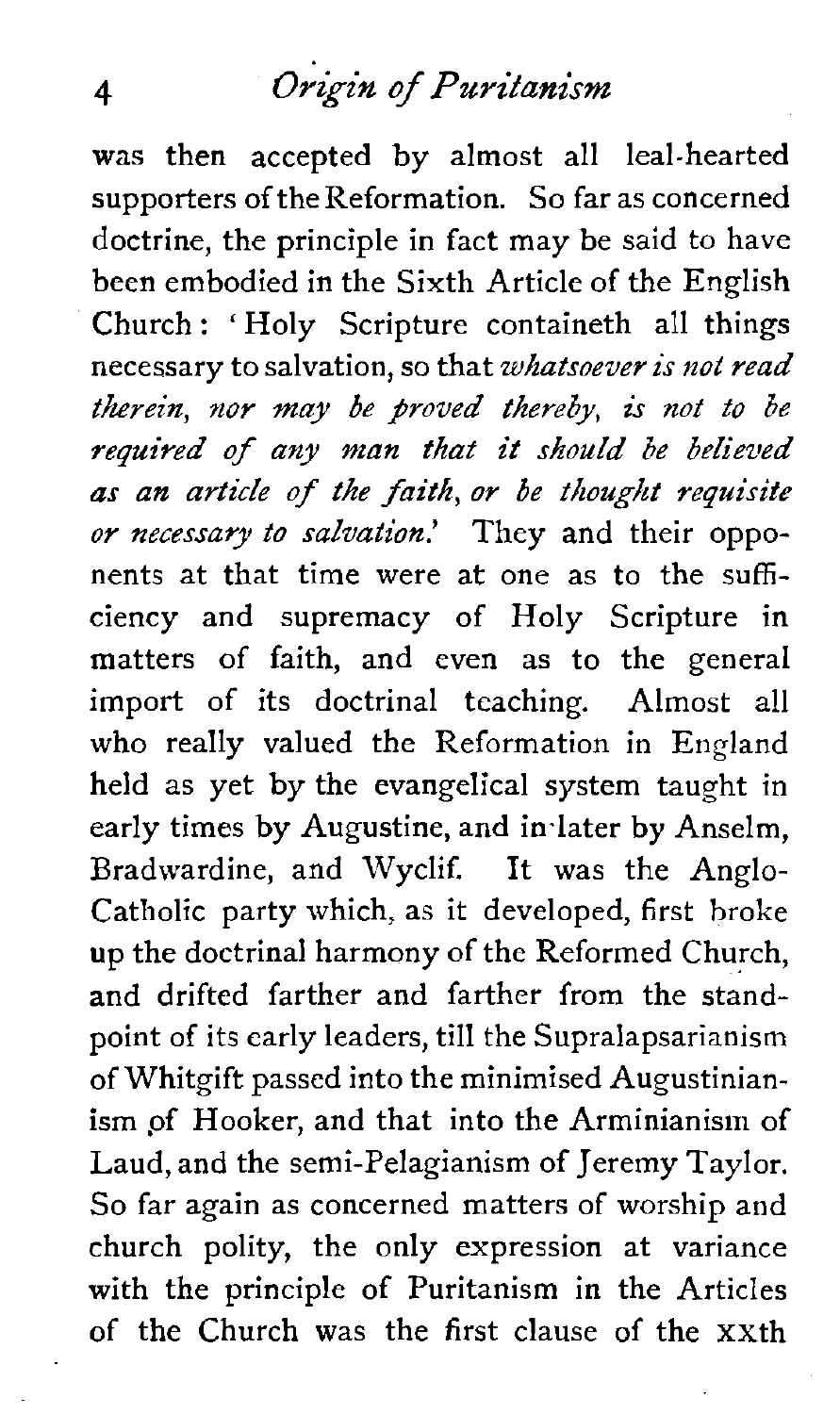was then accepted by almost all leal-hearted supporters of the Reformation. So far as concerned doctrine, the principle in fact may be said to have been embodied in the Sixth Article of the English Church: 'Holy Scripture containeth all things necessary to salvation, so that *whatsoever is not read therein, nor may be proved thereby, is not to be required of any man that it should be believed as an article of the faith, or be thought requisite or necessary to salvation.*' They and their opponents at that time were at one as to the sufficiency and supremacy of Holy Scripture in matters of faith, and even as to the general import of its doctrinal teaching. Almost all who really valued the Reformation in England held as yet by the evangelical system taught in early times by Augustine, and in later by Anselm, Bradwardine, and Wyclif. It was the Anglo-Catholic party which, as it developed, first broke up the doctrinal harmony of the Reformed Church, and drifted farther and farther from the standpoint of its early leaders, till the Supralapsarianism of Whitgift passed into the minimised Augustinianism of Hooker, and that into the Arminianism of Laud, and the semi-Pelagianism of Jeremy Taylor. So far again as concerned matters of worship and church polity, the only expression at variance with the principle of Puritanism in the Articles of the Church was the first clause of the XXth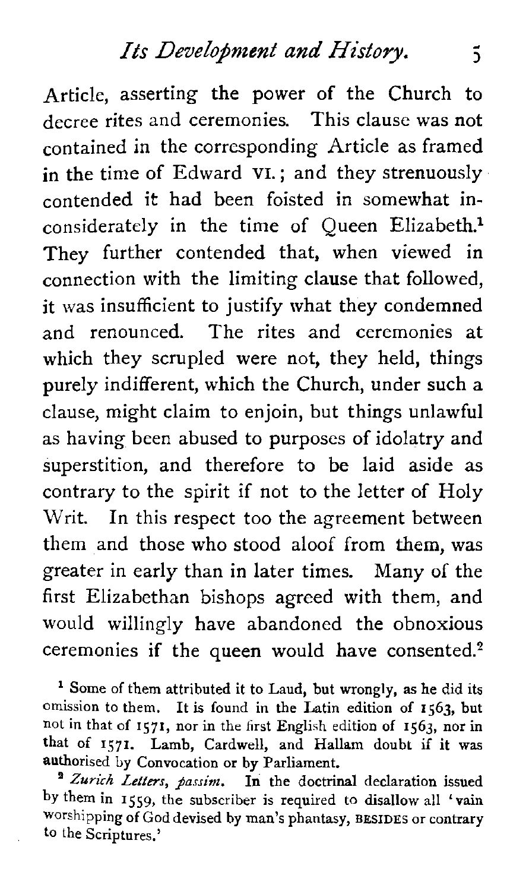Article, asserting the power of the Church to decree rites and ceremonies. This clause was not contained in the corresponding Article as framed in the time of Edward VI.; and they strenuously contended it had been foisted in somewhat inconsiderately in the time of Queen Elizabeth.[1] They further contended that, when viewed in connection with the limiting clause that followed, it was insufficient to justify what they condemned and renounced. The rites and ceremonies at which they scrupled were not, they held, things purely indifferent, which the Church, under such a clause, might claim to enjoin, but things unlawful as having been abused to purposes of idolatry and superstition, and therefore to be laid aside as contrary to the spirit if not to the letter of Holy Writ. In this respect too the agreement between them and those who stood aloof from them, was greater in early than in later times. Many of the first Elizabethan bishops agreed with them, and would willingly have abandoned the obnoxious ceremonies if the queen would have consented.[2]

[1] Some of them attributed it to Laud, but wrongly, as he did its omission to them. It is found in the Latin edition of 1563, but not in that of 1571, nor in the first English edition of 1563, nor in that of 1571. Lamb, Cardwell, and Hallam doubt if it was authorised by Convocation or by Parliament.

[2] *Zurich Letters, passim.* In the doctrinal declaration issued by them in 1559, the subscriber is required to disallow all 'vain worshipping of God devised by man's phantasy, BESIDES or contrary to the Scriptures.'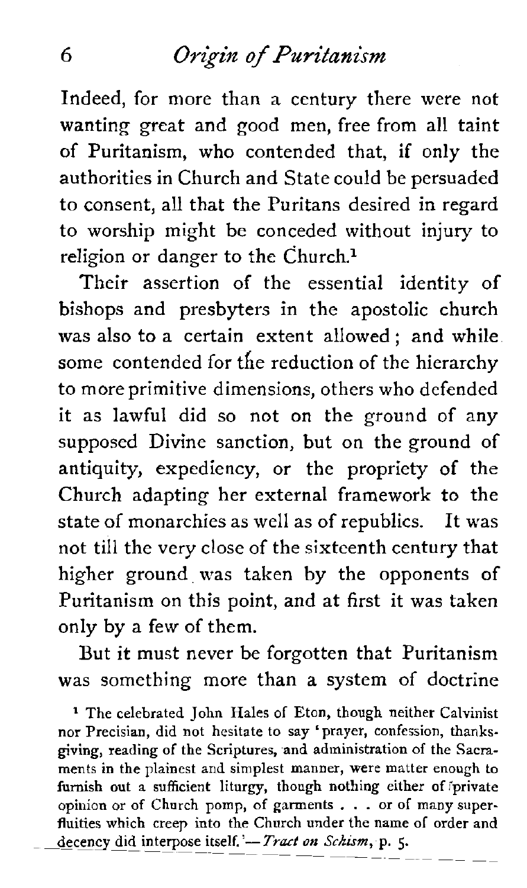Indeed, for more than a century there were not wanting great and good men, free from all taint of Puritanism, who contended that, if only the authorities in Church and State could be persuaded to consent, all that the Puritans desired in regard to worship might be conceded without injury to religion or danger to the Church.[1]

Their assertion of the essential identity of bishops and presbyters in the apostolic church was also to a certain extent allowed; and while some contended for the reduction of the hierarchy to more primitive dimensions, others who defended it as lawful did so not on the ground of any supposed Divine sanction, but on the ground of antiquity, expediency, or the propriety of the Church adapting her external framework to the state of monarchies as well as of republics. It was not till the very close of the sixteenth century that higher ground was taken by the opponents of Puritanism on this point, and at first it was taken only by a few of them.

But it must never be forgotten that Puritanism was something more than a system of doctrine

[1] The celebrated John Hales of Eton, though neither Calvinist nor Precisian, did not hesitate to say 'prayer, confession, thanksgiving, reading of the Scriptures, and administration of the Sacraments in the plainest and simplest manner, were matter enough to furnish out a sufficient liturgy, though nothing either of private opinion or of Church pomp, of garments . . . or of many superfluities which creep into the Church under the name of order and decency did interpose itself.'—*Tract on Schism*, p. 5.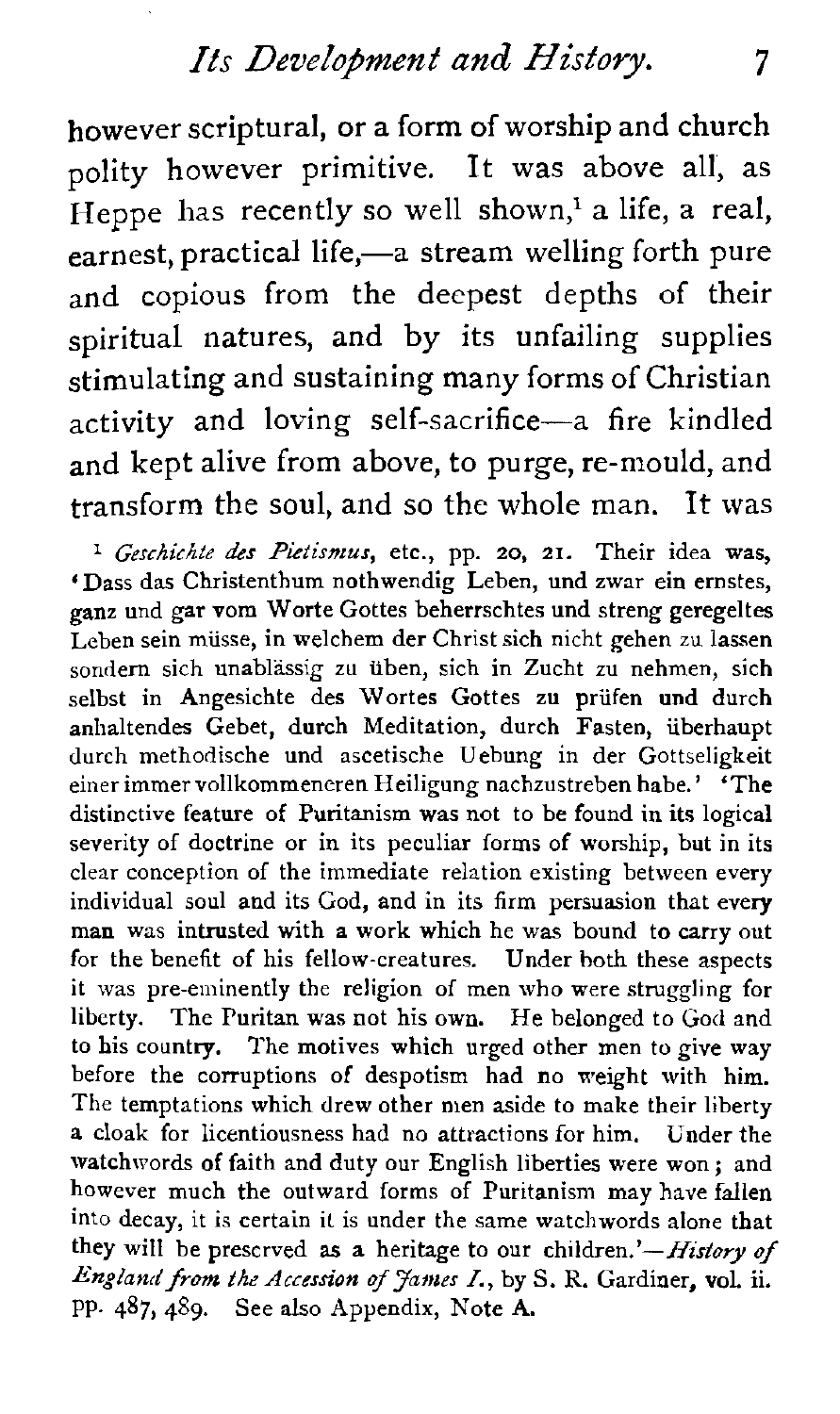however scriptural, or a form of worship and church polity however primitive. It was above all, as Heppe has recently so well shown,[1] a life, a real, earnest, practical life,—a stream welling forth pure and copious from the deepest depths of their spiritual natures, and by its unfailing supplies stimulating and sustaining many forms of Christian activity and loving self-sacrifice—a fire kindled and kept alive from above, to purge, re-mould, and transform the soul, and so the whole man. It was

[1] *Geschichte des Pietismus*, etc., pp. 20, 21. Their idea was, 'Dass das Christenthum nothwendig Leben, und zwar ein ernstes, ganz und gar vom Worte Gottes beherrschtes und streng geregeltes Leben sein müsse, in welchem der Christ sich nicht gehen zu lassen sondern sich unablässig zu üben, sich in Zucht zu nehmen, sich selbst in Angesichte des Wortes Gottes zu prüfen und durch anhaltendes Gebet, durch Meditation, durch Fasten, überhaupt durch methodische und ascetische Uebung in der Gottseligkeit einer immer vollkommeneren Heiligung nachzustreben habe.' 'The distinctive feature of Puritanism was not to be found in its logical severity of doctrine or in its peculiar forms of worship, but in its clear conception of the immediate relation existing between every individual soul and its God, and in its firm persuasion that every man was intrusted with a work which he was bound to carry out for the benefit of his fellow-creatures. Under both these aspects it was pre-eminently the religion of men who were struggling for liberty. The Puritan was not his own. He belonged to God and to his country. The motives which urged other men to give way before the corruptions of despotism had no weight with him. The temptations which drew other men aside to make their liberty a cloak for licentiousness had no attractions for him. Under the watchwords of faith and duty our English liberties were won; and however much the outward forms of Puritanism may have fallen into decay, it is certain it is under the same watchwords alone that they will be preserved as a heritage to our children.'—*History of England from the Accession of James I.*, by S. R. Gardiner, vol. ii. pp. 487, 489. See also Appendix, Note A.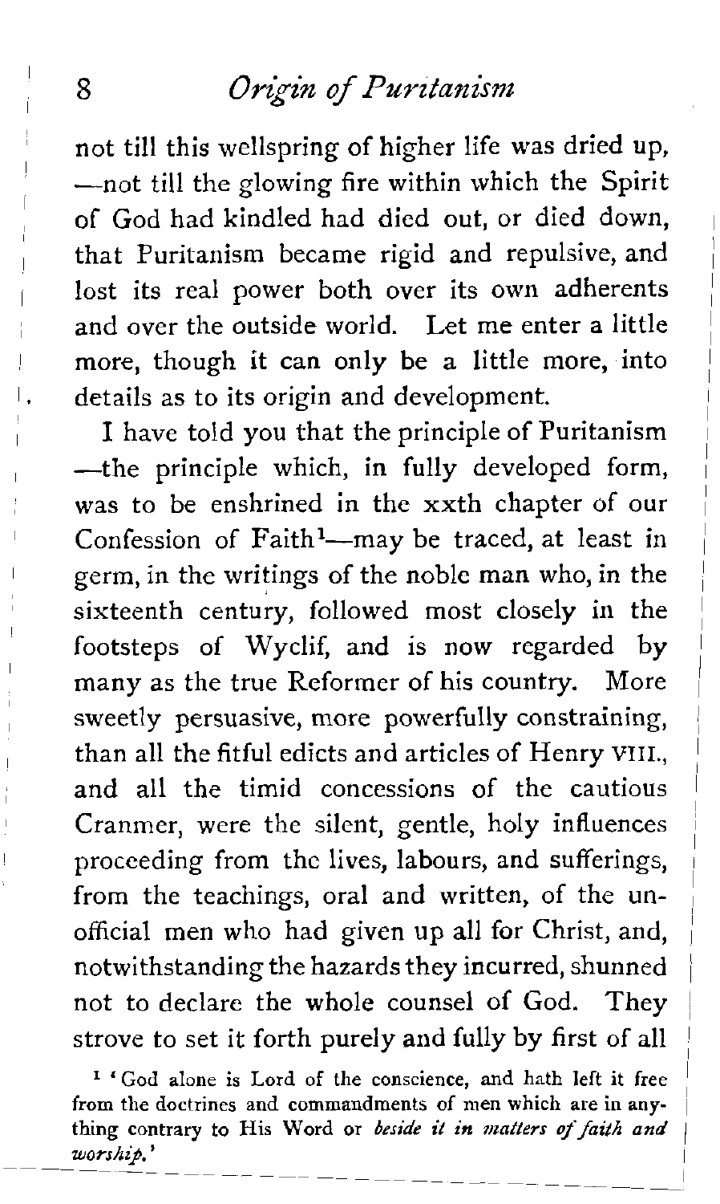not till this wellspring of higher life was dried up,—not till the glowing fire within which the Spirit of God had kindled had died out, or died down, that Puritanism became rigid and repulsive, and lost its real power both over its own adherents and over the outside world. Let me enter a little more, though it can only be a little more, into details as to its origin and development.

I have told you that the principle of Puritanism—the principle which, in fully developed form, was to be enshrined in the xxth chapter of our Confession of Faith[1]—may be traced, at least in germ, in the writings of the noble man who, in the sixteenth century, followed most closely in the footsteps of Wyclif, and is now regarded by many as the true Reformer of his country. More sweetly persuasive, more powerfully constraining, than all the fitful edicts and articles of Henry VIII., and all the timid concessions of the cautious Cranmer, were the silent, gentle, holy influences proceeding from the lives, labours, and sufferings, from the teachings, oral and written, of the unofficial men who had given up all for Christ, and, notwithstanding the hazards they incurred, shunned not to declare the whole counsel of God. They strove to set it forth purely and fully by first of all

[1] 'God alone is Lord of the conscience, and hath left it free from the doctrines and commandments of men which are in anything contrary to His Word or *beside it in matters of faith and worship.*'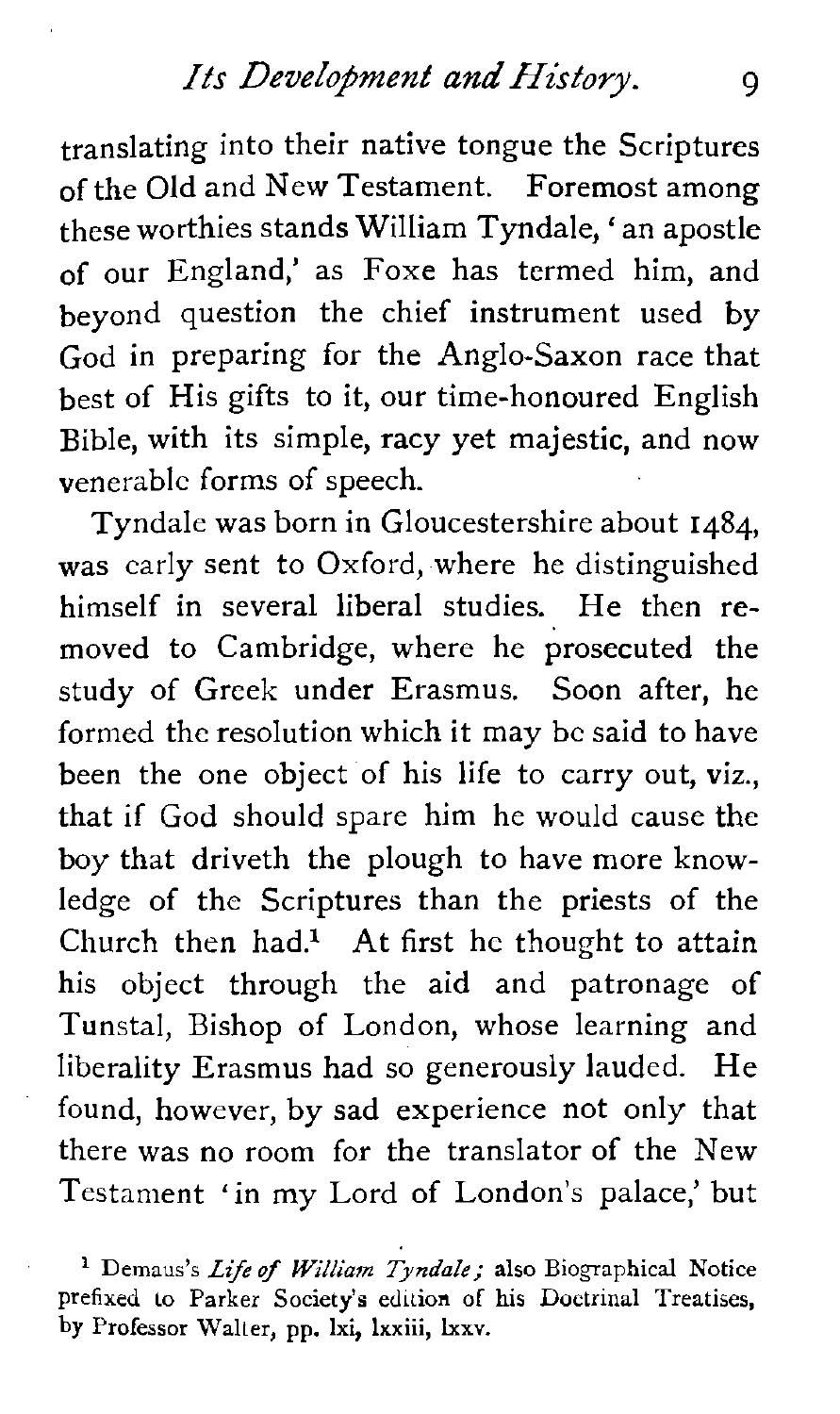translating into their native tongue the Scriptures of the Old and New Testament. Foremost among these worthies stands William Tyndale, 'an apostle of our England,' as Foxe has termed him, and beyond question the chief instrument used by God in preparing for the Anglo-Saxon race that best of His gifts to it, our time-honoured English Bible, with its simple, racy yet majestic, and now venerable forms of speech.

Tyndale was born in Gloucestershire about 1484, was early sent to Oxford, where he distinguished himself in several liberal studies. He then removed to Cambridge, where he prosecuted the study of Greek under Erasmus. Soon after, he formed the resolution which it may be said to have been the one object of his life to carry out, viz., that if God should spare him he would cause the boy that driveth the plough to have more knowledge of the Scriptures than the priests of the Church then had.[1] At first he thought to attain his object through the aid and patronage of Tunstal, Bishop of London, whose learning and liberality Erasmus had so generously lauded. He found, however, by sad experience not only that there was no room for the translator of the New Testament 'in my Lord of London's palace,' but

[1] Demaus's *Life of William Tyndale;* also Biographical Notice prefixed to Parker Society's edition of his Doctrinal Treatises, by Professor Walter, pp. lxi, lxxiii, lxxv.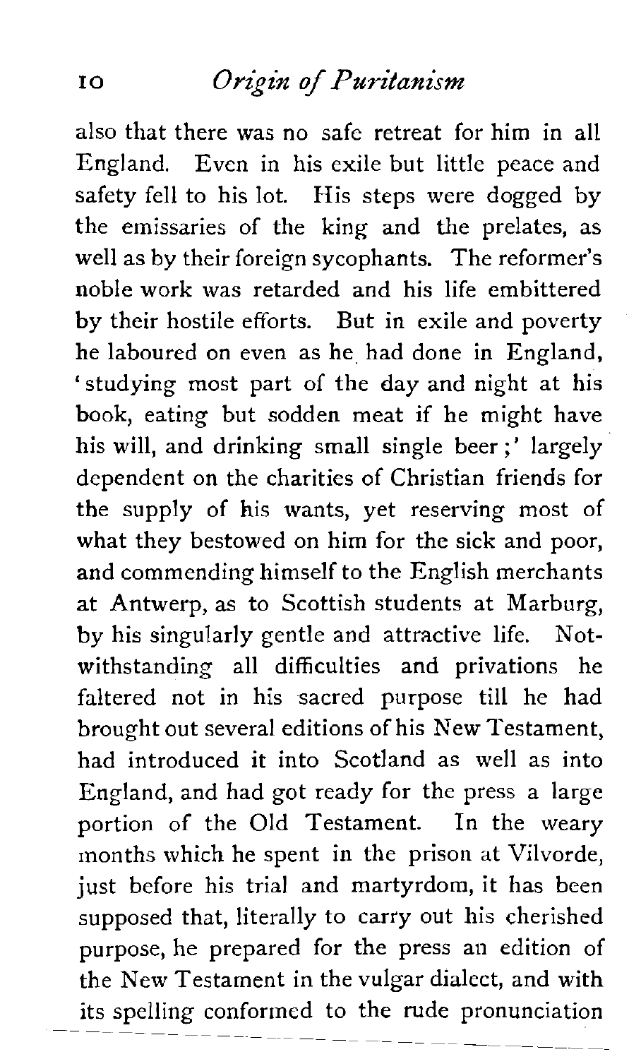also that there was no safe retreat for him in all England. Even in his exile but little peace and safety fell to his lot. His steps were dogged by the emissaries of the king and the prelates, as well as by their foreign sycophants. The reformer's noble work was retarded and his life embittered by their hostile efforts. But in exile and poverty he laboured on even as he had done in England, 'studying most part of the day and night at his book, eating but sodden meat if he might have his will, and drinking small single beer;' largely dependent on the charities of Christian friends for the supply of his wants, yet reserving most of what they bestowed on him for the sick and poor, and commending himself to the English merchants at Antwerp, as to Scottish students at Marburg, by his singularly gentle and attractive life. Notwithstanding all difficulties and privations he faltered not in his sacred purpose till he had brought out several editions of his New Testament, had introduced it into Scotland as well as into England, and had got ready for the press a large portion of the Old Testament. In the weary months which he spent in the prison at Vilvorde, just before his trial and martyrdom, it has been supposed that, literally to carry out his cherished purpose, he prepared for the press an edition of the New Testament in the vulgar dialect, and with its spelling conformed to the rude pronunciation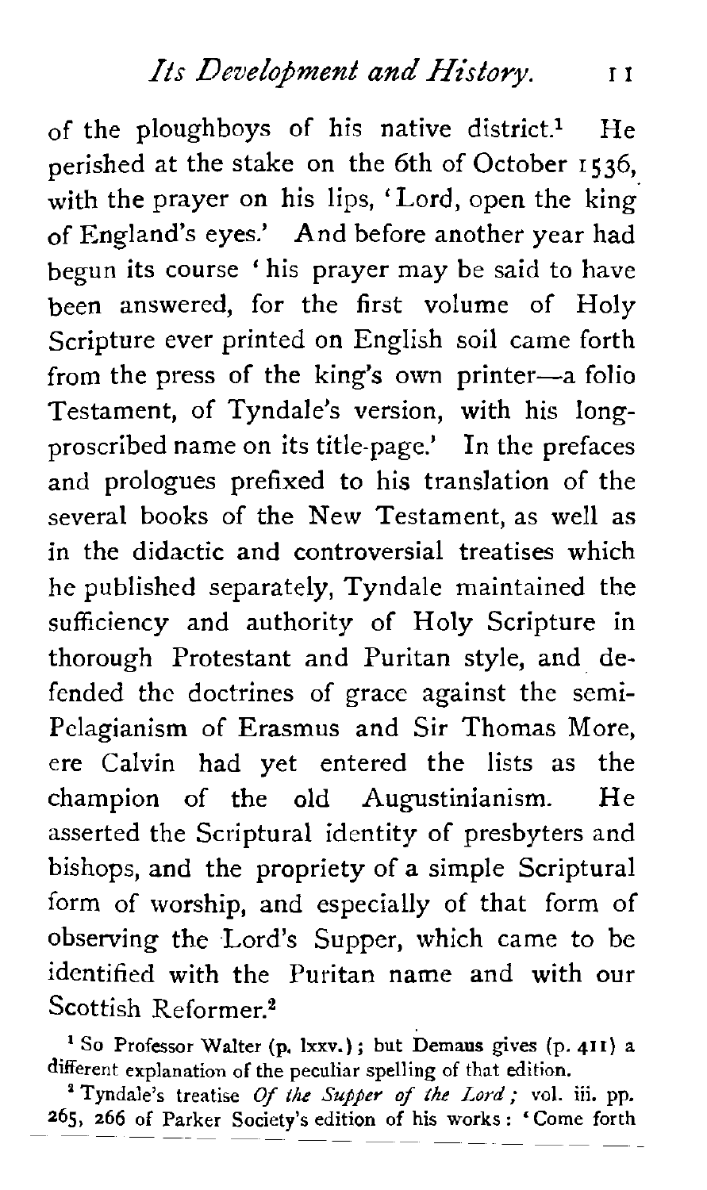of the ploughboys of his native district.[1] He perished at the stake on the 6th of October 1536, with the prayer on his lips, 'Lord, open the king of England's eyes.' And before another year had begun its course 'his prayer may be said to have been answered, for the first volume of Holy Scripture ever printed on English soil came forth from the press of the king's own printer—a folio Testament, of Tyndale's version, with his long-proscribed name on its title-page.' In the prefaces and prologues prefixed to his translation of the several books of the New Testament, as well as in the didactic and controversial treatises which he published separately, Tyndale maintained the sufficiency and authority of Holy Scripture in thorough Protestant and Puritan style, and defended the doctrines of grace against the semi-Pelagianism of Erasmus and Sir Thomas More, ere Calvin had yet entered the lists as the champion of the old Augustinianism. He asserted the Scriptural identity of presbyters and bishops, and the propriety of a simple Scriptural form of worship, and especially of that form of observing the Lord's Supper, which came to be identified with the Puritan name and with our Scottish Reformer.[2]

[1] So Professor Walter (p. lxxv.); but Demaus gives (p. 411) a different explanation of the peculiar spelling of that edition.

[2] Tyndale's treatise *Of the Supper of the Lord*; vol. iii. pp. 265, 266 of Parker Society's edition of his works: 'Come forth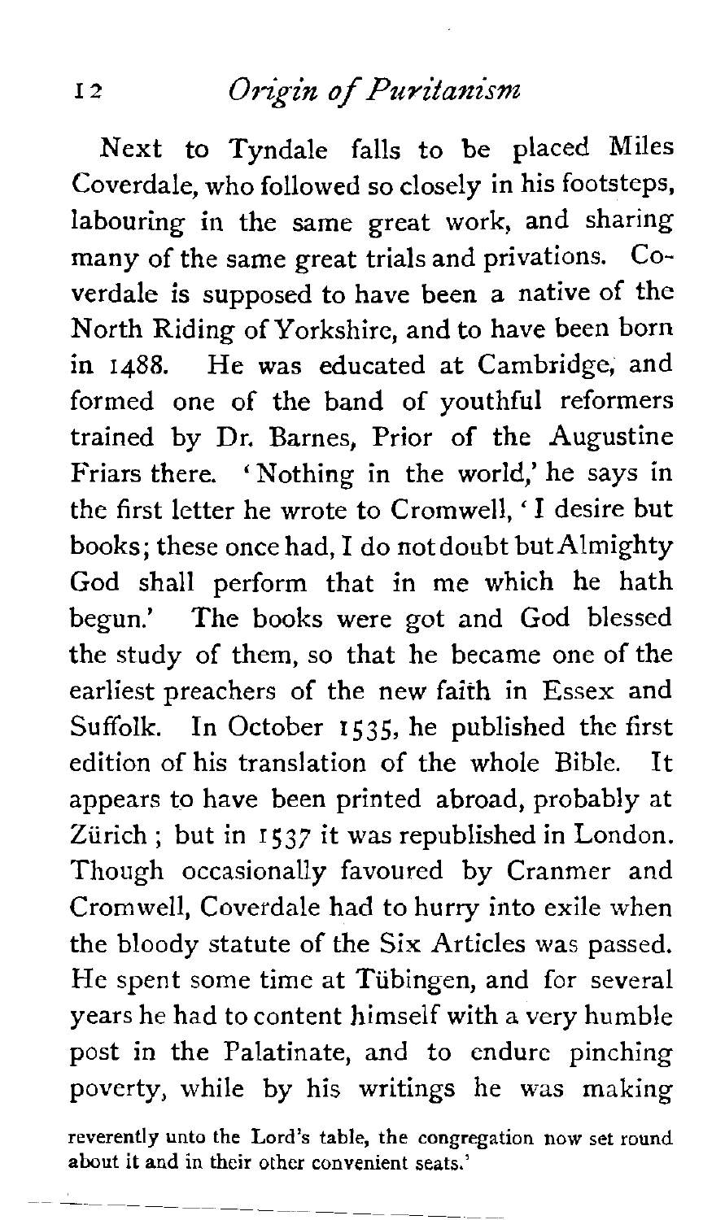Next to Tyndale falls to be placed Miles Coverdale, who followed so closely in his footsteps, labouring in the same great work, and sharing many of the same great trials and privations. Coverdale is supposed to have been a native of the North Riding of Yorkshire, and to have been born in 1488. He was educated at Cambridge, and formed one of the band of youthful reformers trained by Dr. Barnes, Prior of the Augustine Friars there. 'Nothing in the world,' he says in the first letter he wrote to Cromwell, 'I desire but books; these once had, I do not doubt but Almighty God shall perform that in me which he hath begun.' The books were got and God blessed the study of them, so that he became one of the earliest preachers of the new faith in Essex and Suffolk. In October 1535, he published the first edition of his translation of the whole Bible. It appears to have been printed abroad, probably at Zürich; but in 1537 it was republished in London. Though occasionally favoured by Cranmer and Cromwell, Coverdale had to hurry into exile when the bloody statute of the Six Articles was passed. He spent some time at Tübingen, and for several years he had to content himself with a very humble post in the Palatinate, and to endure pinching poverty, while by his writings he was making

reverently unto the Lord's table, the congregation now set round about it and in their other convenient seats.'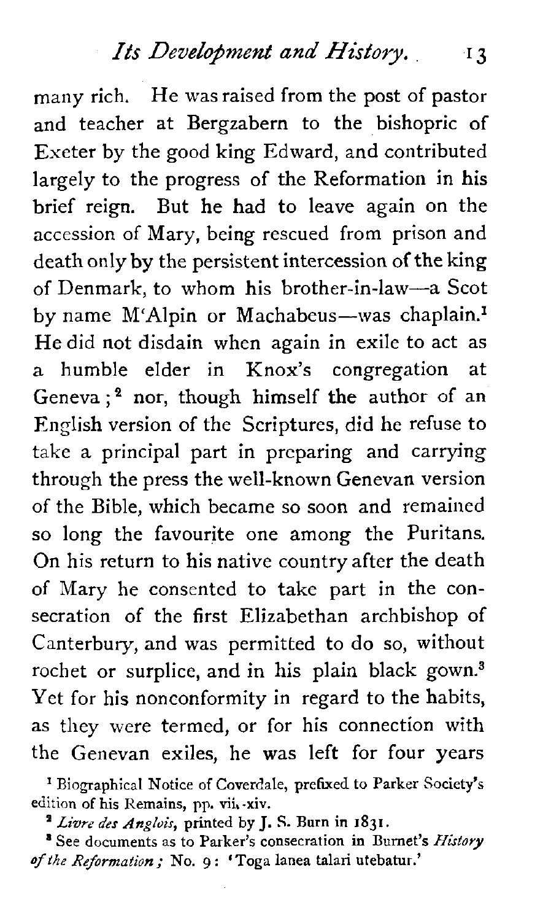many rich. He was raised from the post of pastor and teacher at Bergzabern to the bishopric of Exeter by the good king Edward, and contributed largely to the progress of the Reformation in his brief reign. But he had to leave again on the accession of Mary, being rescued from prison and death only by the persistent intercession of the king of Denmark, to whom his brother-in-law—a Scot by name M'Alpin or Machabeus—was chaplain.[1] He did not disdain when again in exile to act as a humble elder in Knox's congregation at Geneva;[2] nor, though himself the author of an English version of the Scriptures, did he refuse to take a principal part in preparing and carrying through the press the well-known Genevan version of the Bible, which became so soon and remained so long the favourite one among the Puritans. On his return to his native country after the death of Mary he consented to take part in the consecration of the first Elizabethan archbishop of Canterbury, and was permitted to do so, without rochet or surplice, and in his plain black gown.[3] Yet for his nonconformity in regard to the habits, as they were termed, or for his connection with the Genevan exiles, he was left for four years

[1] Biographical Notice of Coverdale, prefixed to Parker Society's edition of his Remains, pp. vii.-xiv.

[2] *Livre des Anglois*, printed by J. S. Burn in 1831.

[3] See documents as to Parker's consecration in Burnet's *History of the Reformation*; No. 9: 'Toga lanea talari utebatur.'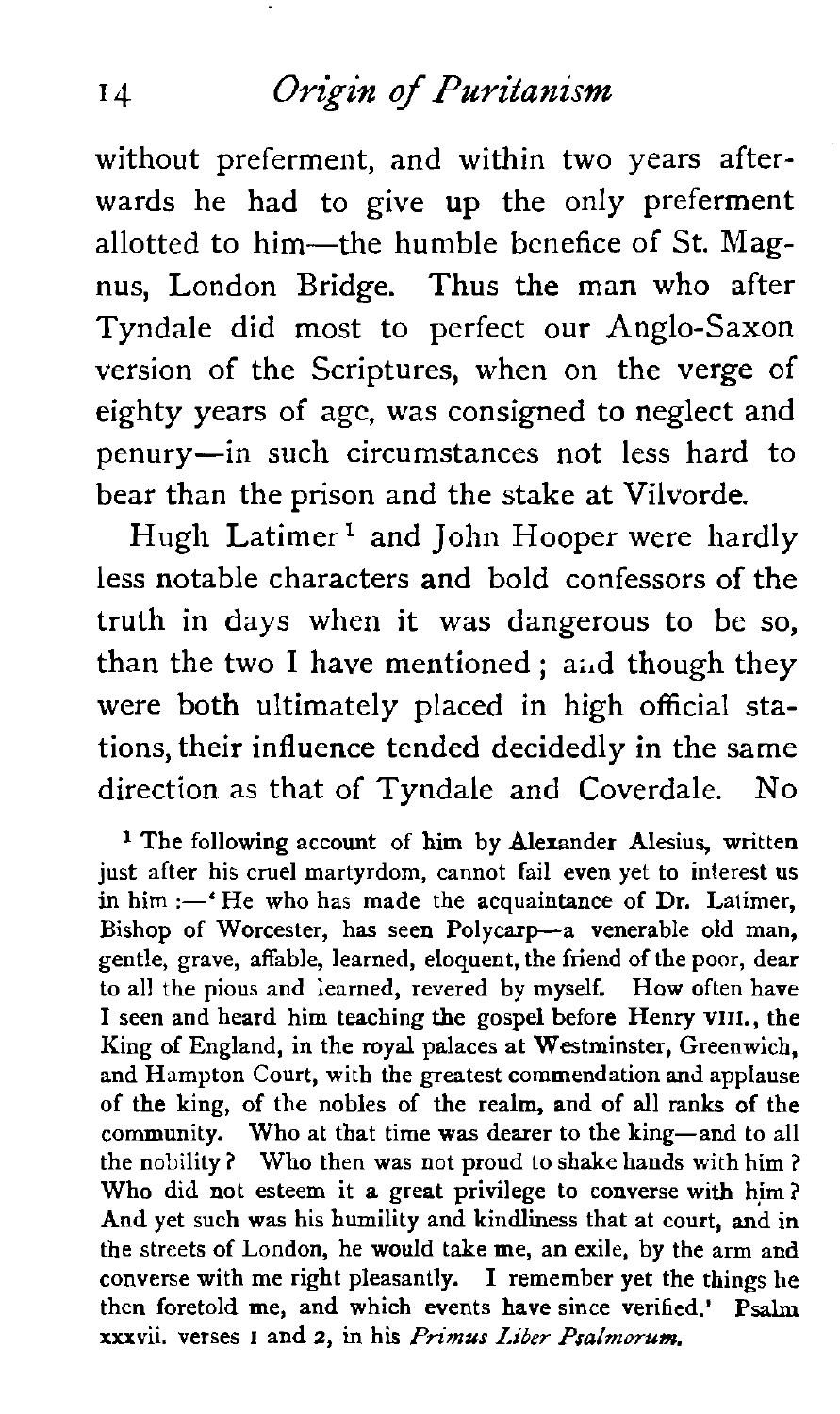without preferment, and within two years afterwards he had to give up the only preferment allotted to him—the humble benefice of St. Magnus, London Bridge. Thus the man who after Tyndale did most to perfect our Anglo-Saxon version of the Scriptures, when on the verge of eighty years of age, was consigned to neglect and penury—in such circumstances not less hard to bear than the prison and the stake at Vilvorde.

Hugh Latimer[1] and John Hooper were hardly less notable characters and bold confessors of the truth in days when it was dangerous to be so, than the two I have mentioned; and though they were both ultimately placed in high official stations, their influence tended decidedly in the same direction as that of Tyndale and Coverdale. No

[1] The following account of him by Alexander Alesius, written just after his cruel martyrdom, cannot fail even yet to interest us in him:—'He who has made the acquaintance of Dr. Latimer, Bishop of Worcester, has seen Polycarp—a venerable old man, gentle, grave, affable, learned, eloquent, the friend of the poor, dear to all the pious and learned, revered by myself. How often have I seen and heard him teaching the gospel before Henry VIII., the King of England, in the royal palaces at Westminster, Greenwich, and Hampton Court, with the greatest commendation and applause of the king, of the nobles of the realm, and of all ranks of the community. Who at that time was dearer to the king—and to all the nobility? Who then was not proud to shake hands with him? Who did not esteem it a great privilege to converse with him? And yet such was his humility and kindliness that at court, and in the streets of London, he would take me, an exile, by the arm and converse with me right pleasantly. I remember yet the things he then foretold me, and which events have since verified.' Psalm xxxvii. verses 1 and 2, in his *Primus Liber Psalmorum.*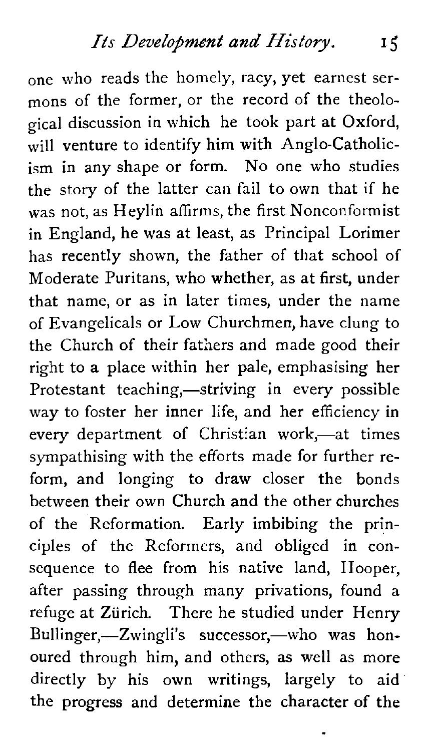one who reads the homely, racy, yet earnest sermons of the former, or the record of the theological discussion in which he took part at Oxford, will venture to identify him with Anglo-Catholicism in any shape or form. No one who studies the story of the latter can fail to own that if he was not, as Heylin affirms, the first Nonconformist in England, he was at least, as Principal Lorimer has recently shown, the father of that school of Moderate Puritans, who whether, as at first, under that name, or as in later times, under the name of Evangelicals or Low Churchmen, have clung to the Church of their fathers and made good their right to a place within her pale, emphasising her Protestant teaching,—striving in every possible way to foster her inner life, and her efficiency in every department of Christian work,—at times sympathising with the efforts made for further reform, and longing to draw closer the bonds between their own Church and the other churches of the Reformation. Early imbibing the principles of the Reformers, and obliged in consequence to flee from his native land, Hooper, after passing through many privations, found a refuge at Zürich. There he studied under Henry Bullinger,—Zwingli's successor,—who was honoured through him, and others, as well as more directly by his own writings, largely to aid the progress and determine the character of the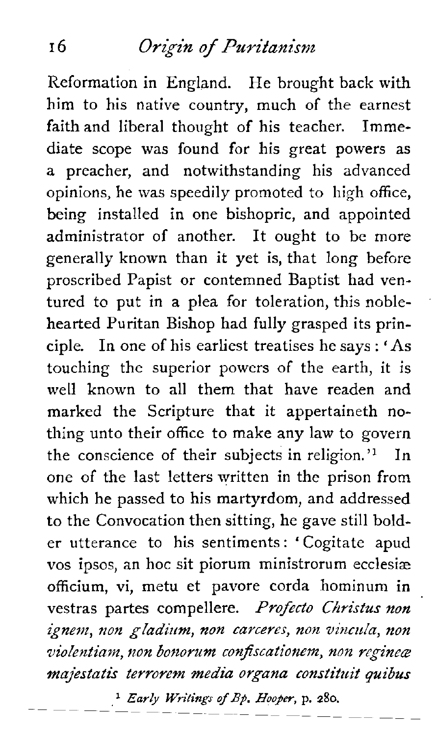Reformation in England. He brought back with him to his native country, much of the earnest faith and liberal thought of his teacher. Immediate scope was found for his great powers as a preacher, and notwithstanding his advanced opinions, he was speedily promoted to high office, being installed in one bishopric, and appointed administrator of another. It ought to be more generally known than it yet is, that long before proscribed Papist or contemned Baptist had ventured to put in a plea for toleration, this noble-hearted Puritan Bishop had fully grasped its principle. In one of his earliest treatises he says: 'As touching the superior powers of the earth, it is well known to all them that have readen and marked the Scripture that it appertaineth nothing unto their office to make any law to govern the conscience of their subjects in religion.'[1] In one of the last letters written in the prison from which he passed to his martyrdom, and addressed to the Convocation then sitting, he gave still bolder utterance to his sentiments: 'Cogitate apud vos ipsos, an hoc sit piorum ministrorum ecclesiæ officium, vi, metu et pavore corda hominum in vestras partes compellere. *Profecto Christus non ignem, non gladium, non carceres, non vincula, non violentiam, non bonorum confiscationem, non reginæ majestatis terrorem media organa constituit quibus*

[1] *Early Writings of Bp. Hooper*, p. 280.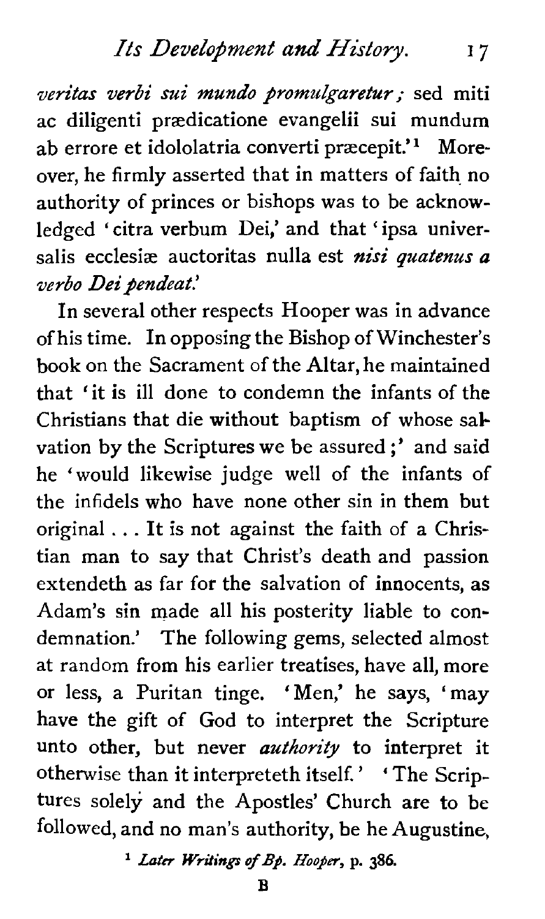*veritas verbi sui mundo promulgaretur;* sed miti ac diligenti prædicatione evangelii sui mundum ab errore et idololatria converti præcepit.'[1] Moreover, he firmly asserted that in matters of faith no authority of princes or bishops was to be acknowledged 'citra verbum Dei,' and that 'ipsa universalis ecclesiæ auctoritas nulla est *nisi quatenus a verbo Dei pendeat.*'

In several other respects Hooper was in advance of his time. In opposing the Bishop of Winchester's book on the Sacrament of the Altar, he maintained that 'it is ill done to condemn the infants of the Christians that die without baptism of whose salvation by the Scriptures we be assured;' and said he 'would likewise judge well of the infants of the infidels who have none other sin in them but original . . . It is not against the faith of a Christian man to say that Christ's death and passion extendeth as far for the salvation of innocents, as Adam's sin made all his posterity liable to condemnation.' The following gems, selected almost at random from his earlier treatises, have all, more or less, a Puritan tinge. 'Men,' he says, 'may have the gift of God to interpret the Scripture unto other, but never *authority* to interpret it otherwise than it interpreteth itself.' 'The Scriptures solely and the Apostles' Church are to be followed, and no man's authority, be he Augustine,

[1] *Later Writings of Bp. Hooper*, p. 386.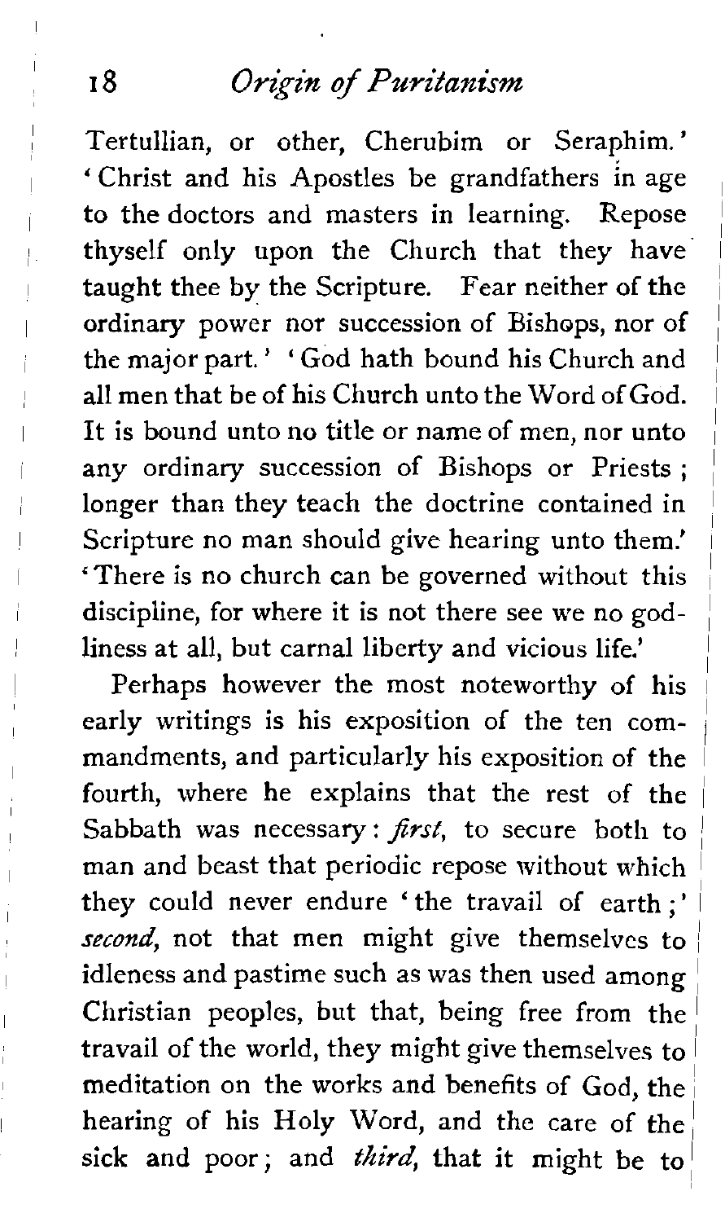Tertullian, or other, Cherubim or Seraphim.' 'Christ and his Apostles be grandfathers in age to the doctors and masters in learning. Repose thyself only upon the Church that they have taught thee by the Scripture. Fear neither of the ordinary power nor succession of Bishops, nor of the major part.' 'God hath bound his Church and all men that be of his Church unto the Word of God. It is bound unto no title or name of men, nor unto any ordinary succession of Bishops or Priests; longer than they teach the doctrine contained in Scripture no man should give hearing unto them.' 'There is no church can be governed without this discipline, for where it is not there see we no godliness at all, but carnal liberty and vicious life.'

Perhaps however the most noteworthy of his early writings is his exposition of the ten commandments, and particularly his exposition of the fourth, where he explains that the rest of the Sabbath was necessary: *first*, to secure both to man and beast that periodic repose without which they could never endure 'the travail of earth;' *second*, not that men might give themselves to idleness and pastime such as was then used among Christian peoples, but that, being free from the travail of the world, they might give themselves to meditation on the works and benefits of God, the hearing of his Holy Word, and the care of the sick and poor; and *third*, that it might be to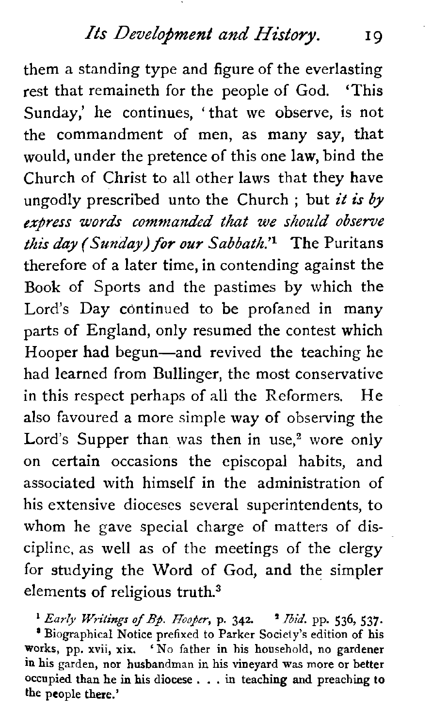them a standing type and figure of the everlasting rest that remaineth for the people of God. 'This Sunday,' he continues, 'that we observe, is not the commandment of men, as many say, that would, under the pretence of this one law, bind the Church of Christ to all other laws that they have ungodly prescribed unto the Church ; but *it is by express words commanded that we should observe this day (Sunday) for our Sabbath.*'[1] The Puritans therefore of a later time, in contending against the Book of Sports and the pastimes by which the Lord's Day continued to be profaned in many parts of England, only resumed the contest which Hooper had begun—and revived the teaching he had learned from Bullinger, the most conservative in this respect perhaps of all the Reformers. He also favoured a more simple way of observing the Lord's Supper than was then in use,[2] wore only on certain occasions the episcopal habits, and associated with himself in the administration of his extensive dioceses several superintendents, to whom he gave special charge of matters of discipline, as well as of the meetings of the clergy for studying the Word of God, and the simpler elements of religious truth.[3]

[1] *Early Writings of Bp. Hooper*, p. 342. [2] *Ibid.* pp. 536, 537.

[3] Biographical Notice prefixed to Parker Society's edition of his works, pp. xvii, xix. 'No father in his household, no gardener in his garden, nor husbandman in his vineyard was more or better occupied than he in his diocese . . . in teaching and preaching to the people there.'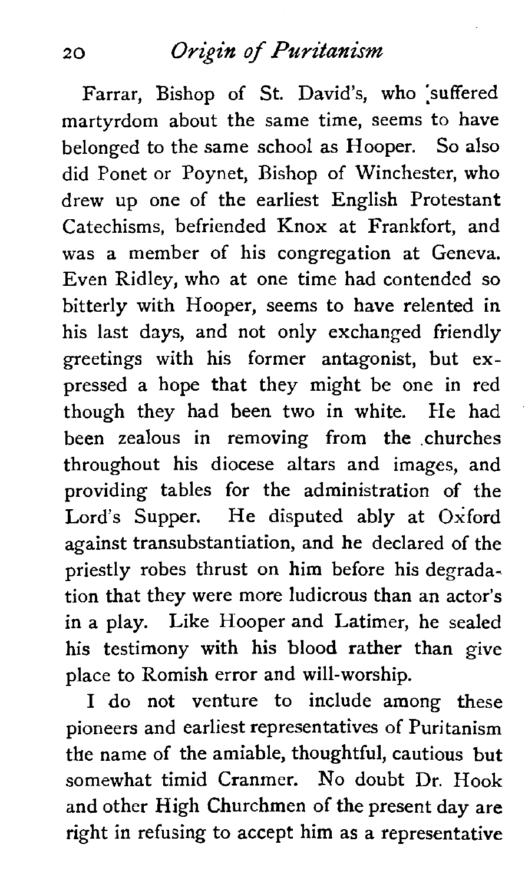Farrar, Bishop of St. David's, who suffered martyrdom about the same time, seems to have belonged to the same school as Hooper. So also did Ponet or Poynet, Bishop of Winchester, who drew up one of the earliest English Protestant Catechisms, befriended Knox at Frankfort, and was a member of his congregation at Geneva. Even Ridley, who at one time had contended so bitterly with Hooper, seems to have relented in his last days, and not only exchanged friendly greetings with his former antagonist, but expressed a hope that they might be one in red though they had been two in white. He had been zealous in removing from the churches throughout his diocese altars and images, and providing tables for the administration of the Lord's Supper. He disputed ably at Oxford against transubstantiation, and he declared of the priestly robes thrust on him before his degradation that they were more ludicrous than an actor's in a play. Like Hooper and Latimer, he sealed his testimony with his blood rather than give place to Romish error and will-worship.

I do not venture to include among these pioneers and earliest representatives of Puritanism the name of the amiable, thoughtful, cautious but somewhat timid Cranmer. No doubt Dr. Hook and other High Churchmen of the present day are right in refusing to accept him as a representative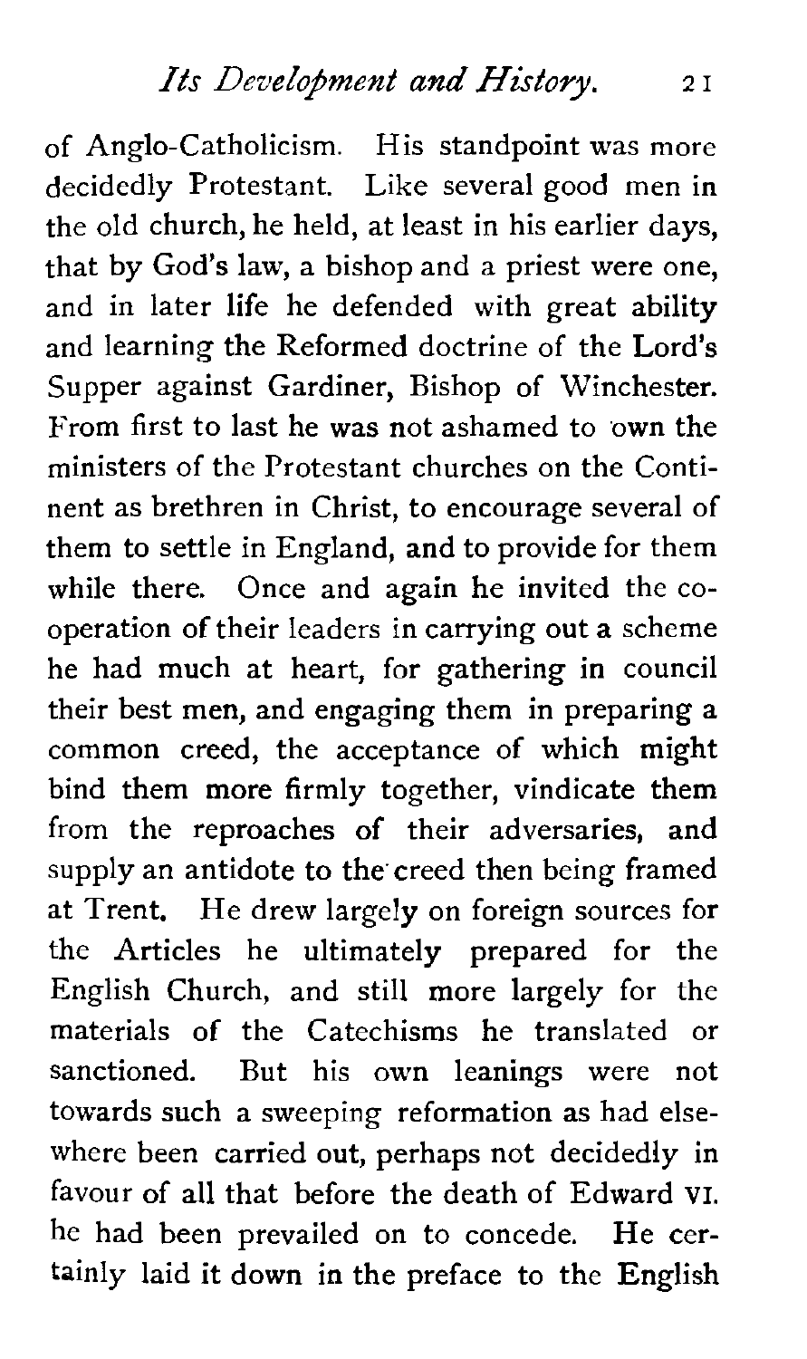of Anglo-Catholicism. His standpoint was more decidedly Protestant. Like several good men in the old church, he held, at least in his earlier days, that by God's law, a bishop and a priest were one, and in later life he defended with great ability and learning the Reformed doctrine of the Lord's Supper against Gardiner, Bishop of Winchester. From first to last he was not ashamed to own the ministers of the Protestant churches on the Continent as brethren in Christ, to encourage several of them to settle in England, and to provide for them while there. Once and again he invited the co-operation of their leaders in carrying out a scheme he had much at heart, for gathering in council their best men, and engaging them in preparing a common creed, the acceptance of which might bind them more firmly together, vindicate them from the reproaches of their adversaries, and supply an antidote to the creed then being framed at Trent. He drew largely on foreign sources for the Articles he ultimately prepared for the English Church, and still more largely for the materials of the Catechisms he translated or sanctioned. But his own leanings were not towards such a sweeping reformation as had elsewhere been carried out, perhaps not decidedly in favour of all that before the death of Edward VI. he had been prevailed on to concede. He certainly laid it down in the preface to the English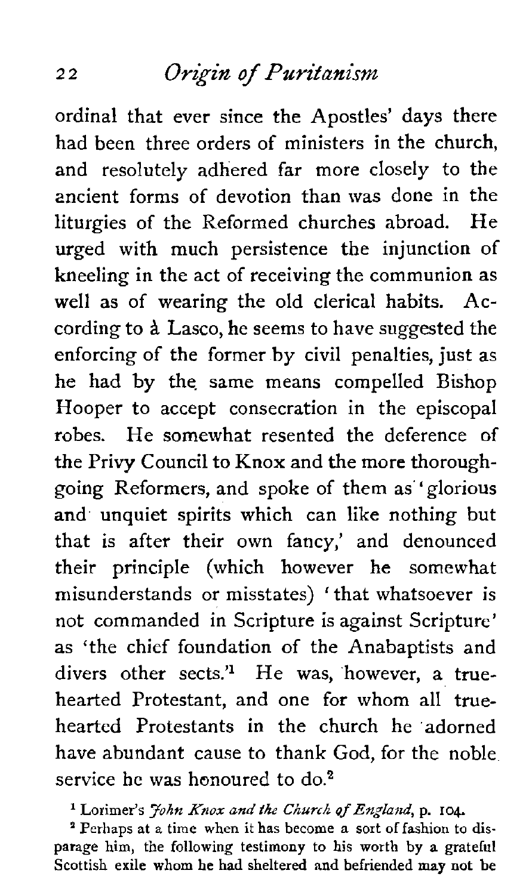ordinal that ever since the Apostles' days there had been three orders of ministers in the church, and resolutely adhered far more closely to the ancient forms of devotion than was done in the liturgies of the Reformed churches abroad. He urged with much persistence the injunction of kneeling in the act of receiving the communion as well as of wearing the old clerical habits. According to à Lasco, he seems to have suggested the enforcing of the former by civil penalties, just as he had by the same means compelled Bishop Hooper to accept consecration in the episcopal robes. He somewhat resented the deference of the Privy Council to Knox and the more thoroughgoing Reformers, and spoke of them as 'glorious and unquiet spirits which can like nothing but that is after their own fancy,' and denounced their principle (which however he somewhat misunderstands or misstates) 'that whatsoever is not commanded in Scripture is against Scripture' as 'the chief foundation of the Anabaptists and divers other sects.'[1] He was, however, a true-hearted Protestant, and one for whom all true-hearted Protestants in the church he adorned have abundant cause to thank God, for the noble service he was honoured to do.[2]

[1] Lorimer's *John Knox and the Church of England*, p. 104.

[2] Perhaps at a time when it has become a sort of fashion to disparage him, the following testimony to his worth by a grateful Scottish exile whom he had sheltered and befriended may not be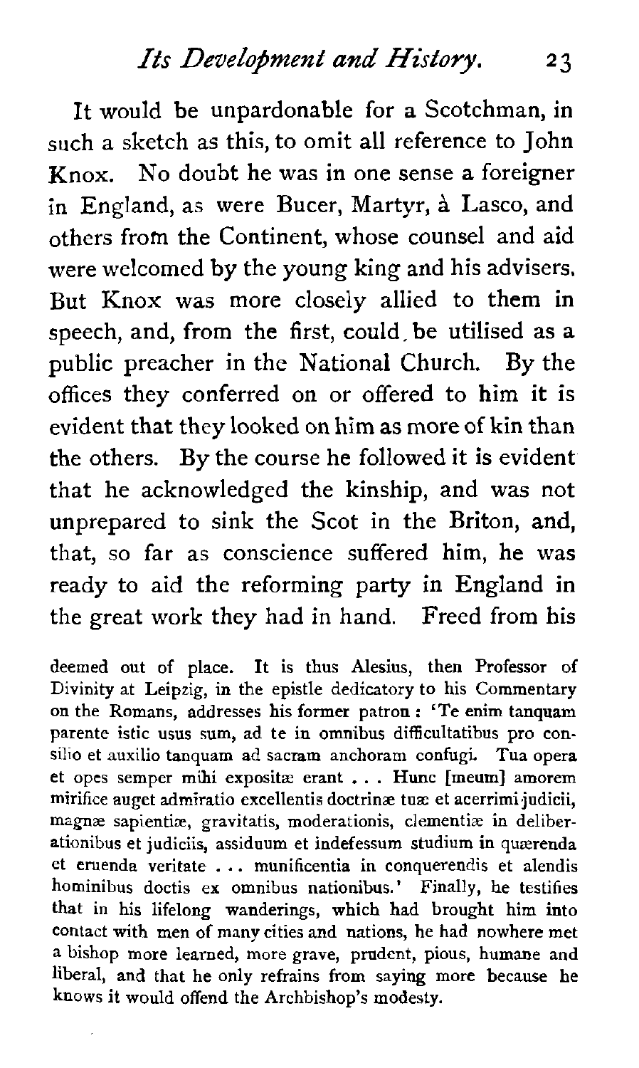It would be unpardonable for a Scotchman, in such a sketch as this, to omit all reference to John Knox. No doubt he was in one sense a foreigner in England, as were Bucer, Martyr, à Lasco, and others from the Continent, whose counsel and aid were welcomed by the young king and his advisers. But Knox was more closely allied to them in speech, and, from the first, could be utilised as a public preacher in the National Church. By the offices they conferred on or offered to him it is evident that they looked on him as more of kin than the others. By the course he followed it is evident that he acknowledged the kinship, and was not unprepared to sink the Scot in the Briton, and, that, so far as conscience suffered him, he was ready to aid the reforming party in England in the great work they had in hand. Freed from his

deemed out of place. It is thus Alesius, then Professor of Divinity at Leipzig, in the epistle dedicatory to his Commentary on the Romans, addresses his former patron: 'Te enim tanquam parente istic usus sum, ad te in omnibus difficultatibus pro consilio et auxilio tanquam ad sacram anchoram confugi. Tua opera et opes semper mihi expositæ erant . . . Hunc [meum] amorem mirifice auget admiratio excellentis doctrinæ tuæ et acerrimi judicii, magnæ sapientiæ, gravitatis, moderationis, clementiæ in deliberationibus et judiciis, assiduum et indefessum studium in quærenda et eruenda veritate . . . munificentia in conquerendis et alendis hominibus doctis ex omnibus nationibus.' Finally, he testifies that in his lifelong wanderings, which had brought him into contact with men of many cities and nations, he had nowhere met a bishop more learned, more grave, prudent, pious, humane and liberal, and that he only refrains from saying more because he knows it would offend the Archbishop's modesty.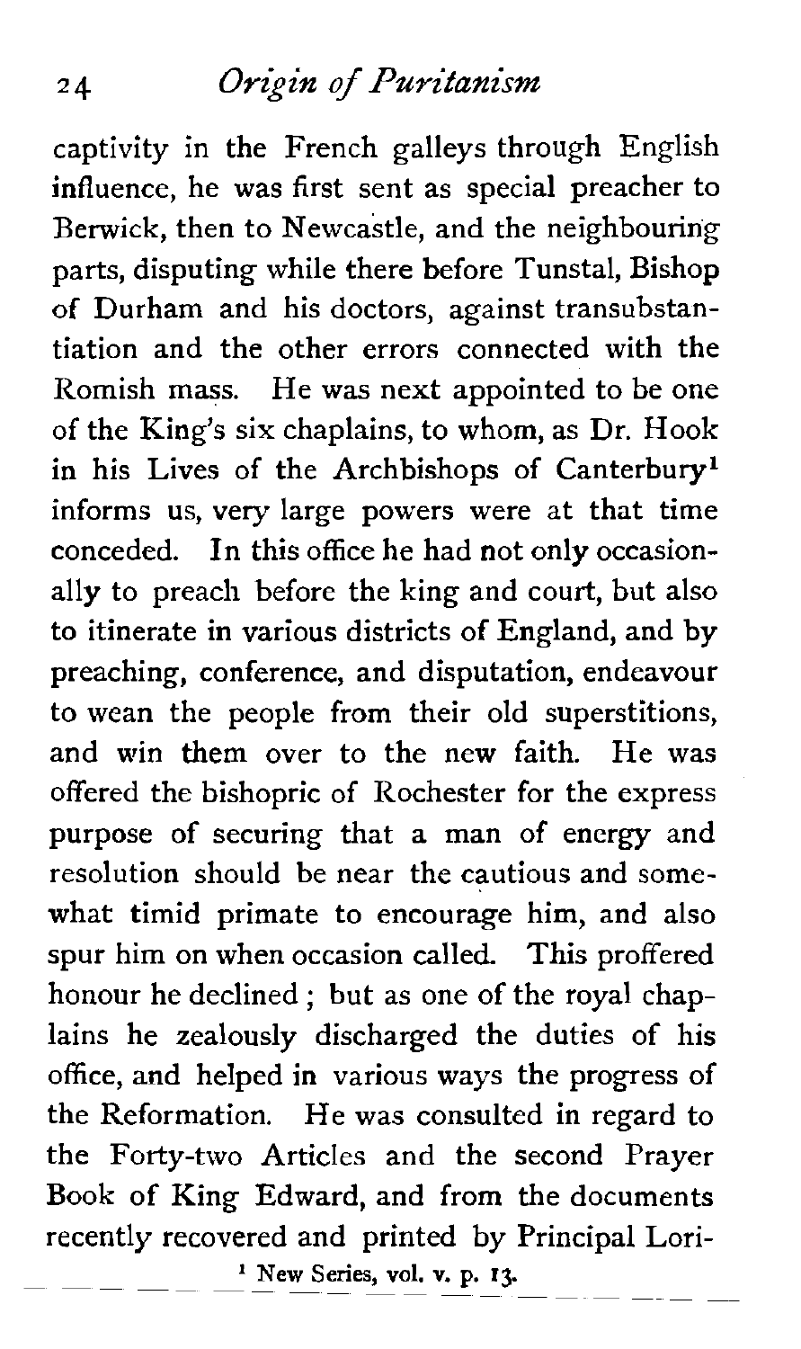captivity in the French galleys through English influence, he was first sent as special preacher to Berwick, then to Newcastle, and the neighbouring parts, disputing while there before Tunstal, Bishop of Durham and his doctors, against transubstantiation and the other errors connected with the Romish mass. He was next appointed to be one of the King's six chaplains, to whom, as Dr. Hook in his Lives of the Archbishops of Canterbury[1] informs us, very large powers were at that time conceded. In this office he had not only occasionally to preach before the king and court, but also to itinerate in various districts of England, and by preaching, conference, and disputation, endeavour to wean the people from their old superstitions, and win them over to the new faith. He was offered the bishopric of Rochester for the express purpose of securing that a man of energy and resolution should be near the cautious and somewhat timid primate to encourage him, and also spur him on when occasion called. This proffered honour he declined; but as one of the royal chaplains he zealously discharged the duties of his office, and helped in various ways the progress of the Reformation. He was consulted in regard to the Forty-two Articles and the second Prayer Book of King Edward, and from the documents recently recovered and printed by Principal Lori-

[1] New Series, vol. v. p. 13.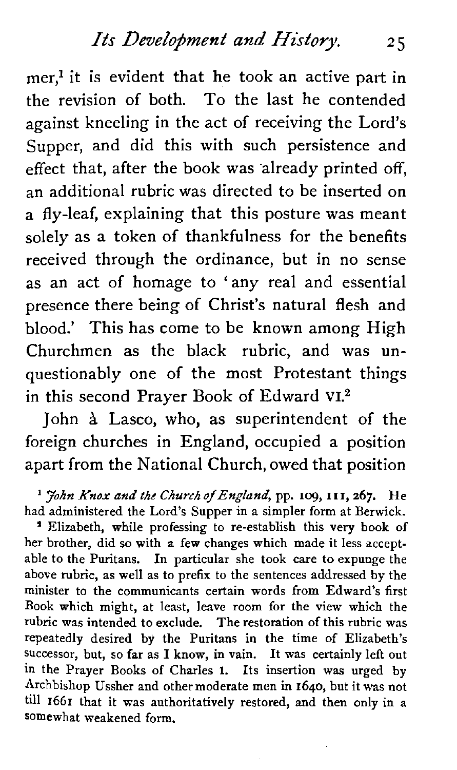mer,[1] it is evident that he took an active part in the revision of both. To the last he contended against kneeling in the act of receiving the Lord's Supper, and did this with such persistence and effect that, after the book was already printed off, an additional rubric was directed to be inserted on a fly-leaf, explaining that this posture was meant solely as a token of thankfulness for the benefits received through the ordinance, but in no sense as an act of homage to 'any real and essential presence there being of Christ's natural flesh and blood.' This has come to be known among High Churchmen as the black rubric, and was unquestionably one of the most Protestant things in this second Prayer Book of Edward VI.[2]

John à Lasco, who, as superintendent of the foreign churches in England, occupied a position apart from the National Church, owed that position

[1] *John Knox and the Church of England*, pp. 109, 111, 267. He had administered the Lord's Supper in a simpler form at Berwick.

[2] Elizabeth, while professing to re-establish this very book of her brother, did so with a few changes which made it less acceptable to the Puritans. In particular she took care to expunge the above rubric, as well as to prefix to the sentences addressed by the minister to the communicants certain words from Edward's first Book which might, at least, leave room for the view which the rubric was intended to exclude. The restoration of this rubric was repeatedly desired by the Puritans in the time of Elizabeth's successor, but, so far as I know, in vain. It was certainly left out in the Prayer Books of Charles I. Its insertion was urged by Archbishop Ussher and other moderate men in 1640, but it was not till 1661 that it was authoritatively restored, and then only in a somewhat weakened form.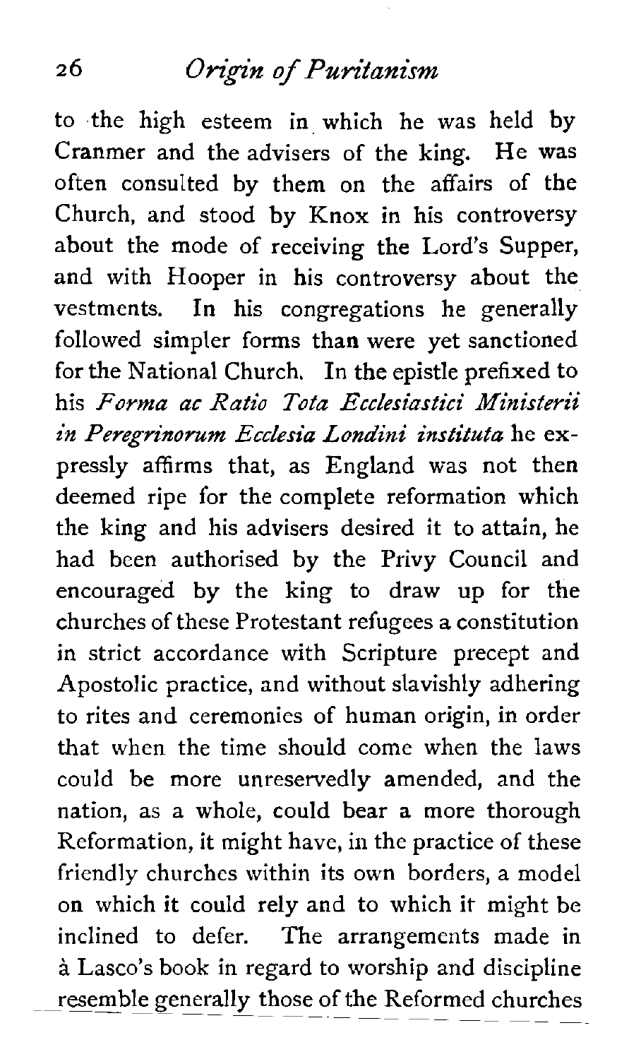to the high esteem in which he was held by Cranmer and the advisers of the king. He was often consulted by them on the affairs of the Church, and stood by Knox in his controversy about the mode of receiving the Lord's Supper, and with Hooper in his controversy about the vestments. In his congregations he generally followed simpler forms than were yet sanctioned for the National Church. In the epistle prefixed to his *Forma ac Ratio Tota Ecclesiastici Ministerii in Peregrinorum Ecclesia Londini instituta* he expressly affirms that, as England was not then deemed ripe for the complete reformation which the king and his advisers desired it to attain, he had been authorised by the Privy Council and encouraged by the king to draw up for the churches of these Protestant refugees a constitution in strict accordance with Scripture precept and Apostolic practice, and without slavishly adhering to rites and ceremonies of human origin, in order that when the time should come when the laws could be more unreservedly amended, and the nation, as a whole, could bear a more thorough Reformation, it might have, in the practice of these friendly churches within its own borders, a model on which it could rely and to which it might be inclined to defer. The arrangements made in à Lasco's book in regard to worship and discipline resemble generally those of the Reformed churches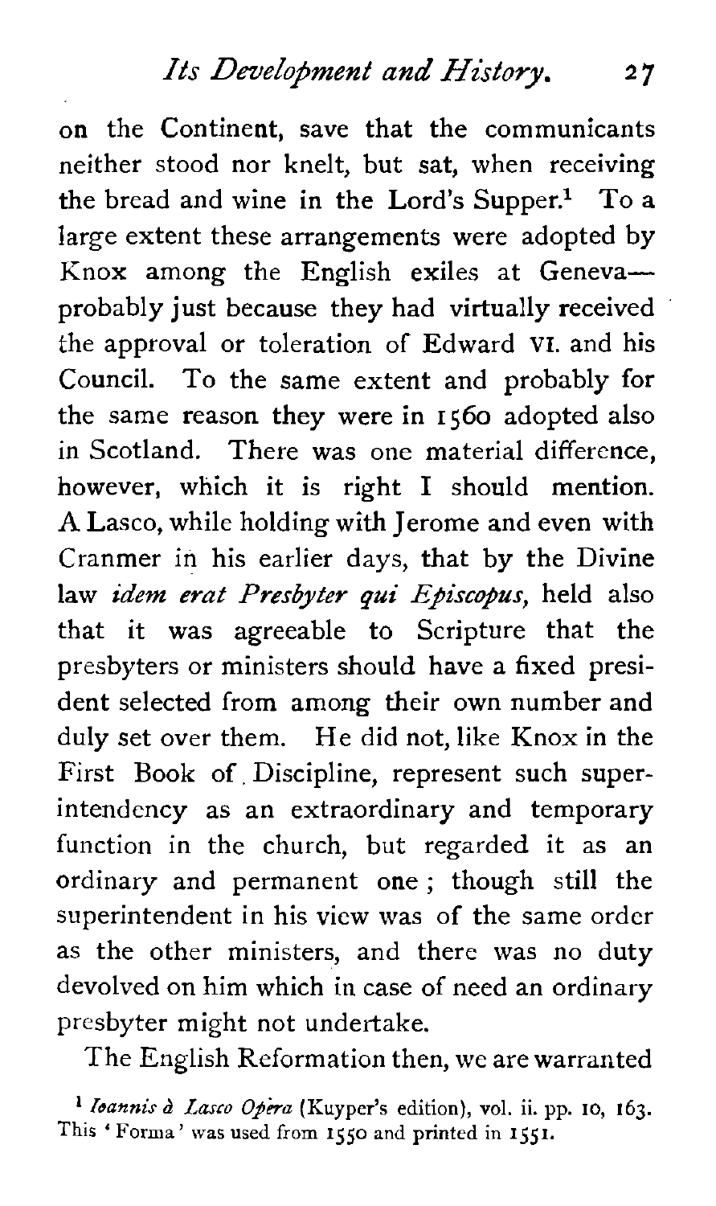on the Continent, save that the communicants neither stood nor knelt, but sat, when receiving the bread and wine in the Lord's Supper.[1] To a large extent these arrangements were adopted by Knox among the English exiles at Geneva—probably just because they had virtually received the approval or toleration of Edward VI. and his Council. To the same extent and probably for the same reason they were in 1560 adopted also in Scotland. There was one material difference, however, which it is right I should mention. A Lasco, while holding with Jerome and even with Cranmer in his earlier days, that by the Divine law *idem erat Presbyter qui Episcopus,* held also that it was agreeable to Scripture that the presbyters or ministers should have a fixed president selected from among their own number and duly set over them. He did not, like Knox in the First Book of Discipline, represent such superintendency as an extraordinary and temporary function in the church, but regarded it as an ordinary and permanent one; though still the superintendent in his view was of the same order as the other ministers, and there was no duty devolved on him which in case of need an ordinary presbyter might not undertake.

The English Reformation then, we are warranted

[1] *Ioannis à Lasco Opera* (Kuyper's edition), vol. ii. pp. 10, 163. This 'Forma' was used from 1550 and printed in 1551.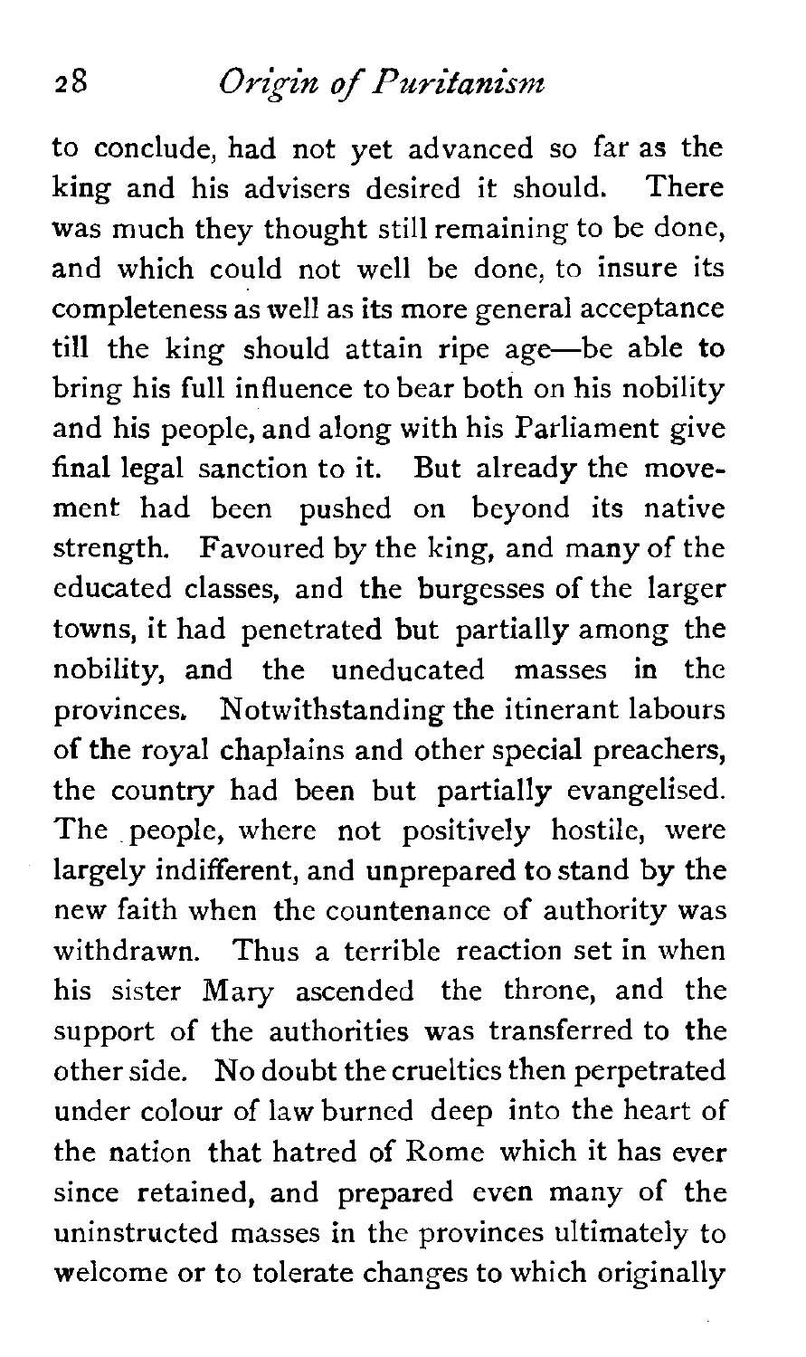to conclude, had not yet advanced so far as the king and his advisers desired it should. There was much they thought still remaining to be done, and which could not well be done, to insure its completeness as well as its more general acceptance till the king should attain ripe age—be able to bring his full influence to bear both on his nobility and his people, and along with his Parliament give final legal sanction to it. But already the movement had been pushed on beyond its native strength. Favoured by the king, and many of the educated classes, and the burgesses of the larger towns, it had penetrated but partially among the nobility, and the uneducated masses in the provinces. Notwithstanding the itinerant labours of the royal chaplains and other special preachers, the country had been but partially evangelised. The people, where not positively hostile, were largely indifferent, and unprepared to stand by the new faith when the countenance of authority was withdrawn. Thus a terrible reaction set in when his sister Mary ascended the throne, and the support of the authorities was transferred to the other side. No doubt the cruelties then perpetrated under colour of law burned deep into the heart of the nation that hatred of Rome which it has ever since retained, and prepared even many of the uninstructed masses in the provinces ultimately to welcome or to tolerate changes to which originally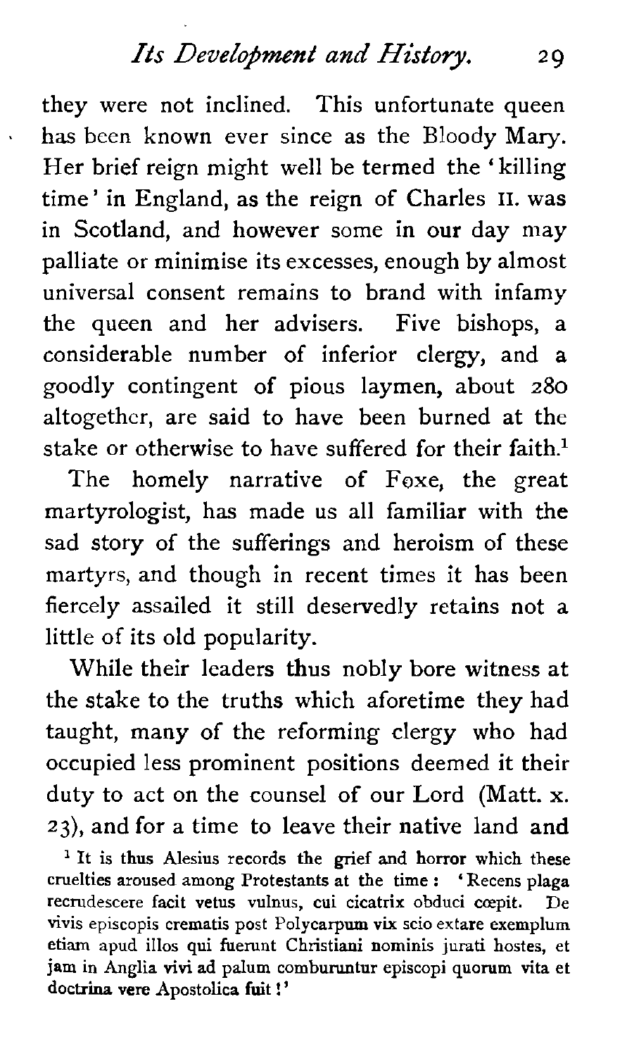they were not inclined. This unfortunate queen has been known ever since as the Bloody Mary. Her brief reign might well be termed the 'killing time' in England, as the reign of Charles II. was in Scotland, and however some in our day may palliate or minimise its excesses, enough by almost universal consent remains to brand with infamy the queen and her advisers. Five bishops, a considerable number of inferior clergy, and a goodly contingent of pious laymen, about 280 altogether, are said to have been burned at the stake or otherwise to have suffered for their faith.[1]

The homely narrative of Foxe, the great martyrologist, has made us all familiar with the sad story of the sufferings and heroism of these martyrs, and though in recent times it has been fiercely assailed it still deservedly retains not a little of its old popularity.

While their leaders thus nobly bore witness at the stake to the truths which aforetime they had taught, many of the reforming clergy who had occupied less prominent positions deemed it their duty to act on the counsel of our Lord (Matt. x. 23), and for a time to leave their native land and

[1] It is thus Alesius records the grief and horror which these cruelties aroused among Protestants at the time: 'Recens plaga recrudescere facit vetus vulnus, cui cicatrix obduci cœpit. De vivis episcopis crematis post Polycarpum vix scio extare exemplum etiam apud illos qui fuerunt Christiani nominis jurati hostes, et jam in Anglia vivi ad palum comburuntur episcopi quorum vita et doctrina vere Apostolica fuit!'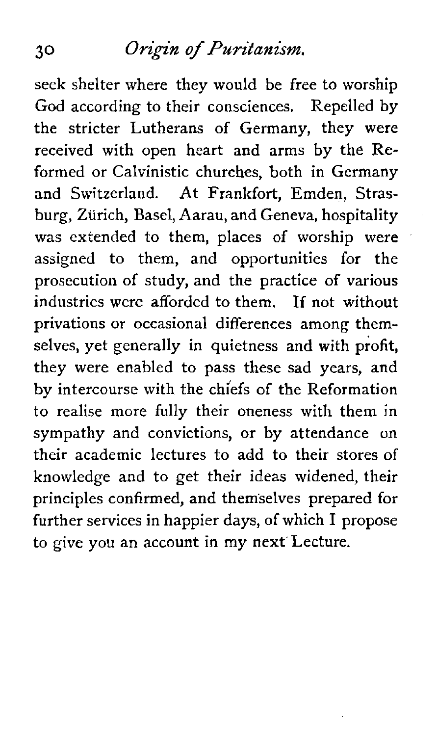seek shelter where they would be free to worship God according to their consciences. Repelled by the stricter Lutherans of Germany, they were received with open heart and arms by the Reformed or Calvinistic churches, both in Germany and Switzerland. At Frankfort, Emden, Strasburg, Zürich, Basel, Aarau, and Geneva, hospitality was extended to them, places of worship were assigned to them, and opportunities for the prosecution of study, and the practice of various industries were afforded to them. If not without privations or occasional differences among themselves, yet generally in quietness and with profit, they were enabled to pass these sad years, and by intercourse with the chiefs of the Reformation to realise more fully their oneness with them in sympathy and convictions, or by attendance on their academic lectures to add to their stores of knowledge and to get their ideas widened, their principles confirmed, and themselves prepared for further services in happier days, of which I propose to give you an account in my next Lecture.